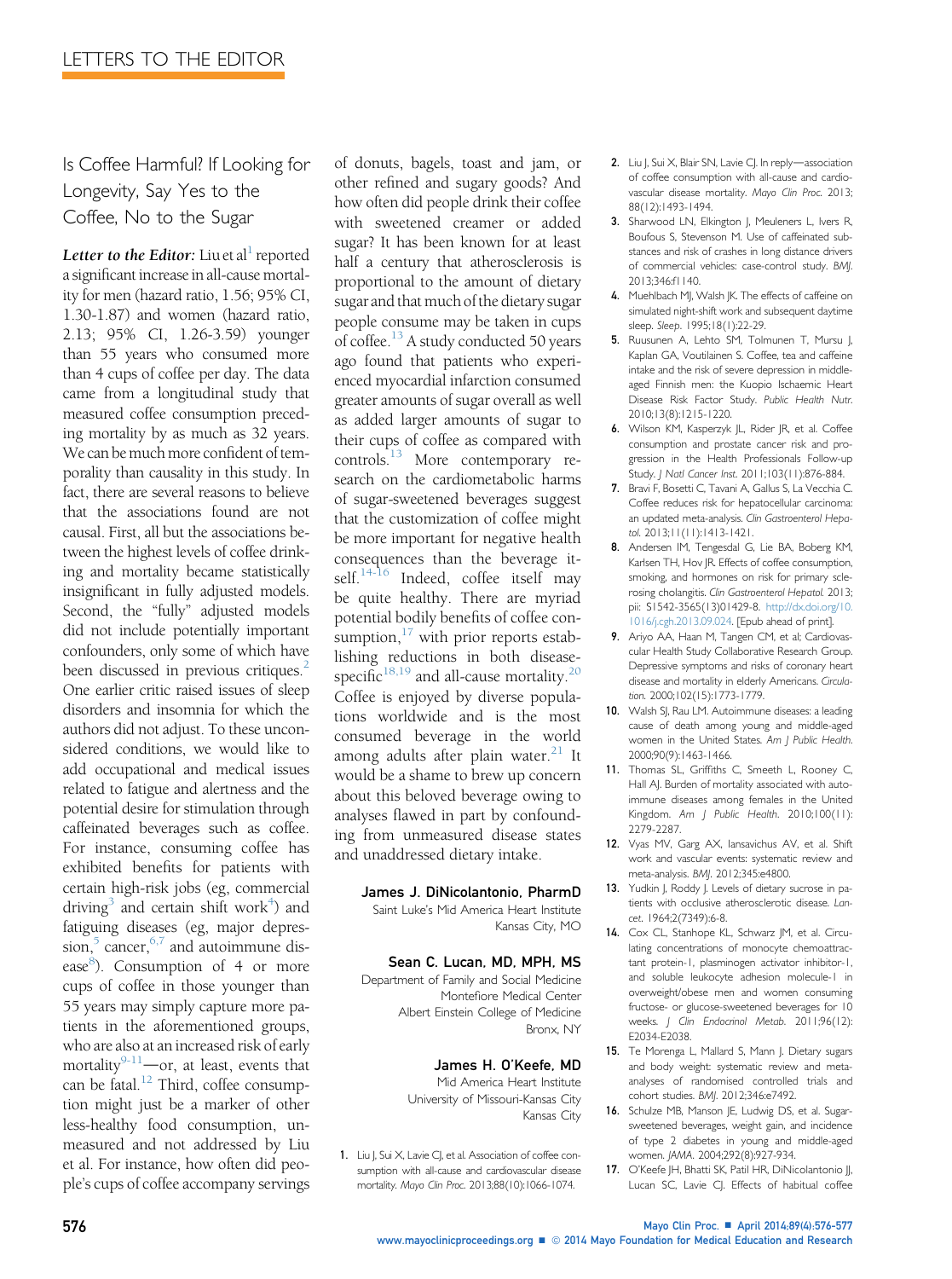## LETTERS TO THE EDITOR

### Is Coffee Harmful? If Looking for Longevity, Say Yes to the Coffee, No to the Sugar

***Letter to the Editor:*** Liu et al[1] reported a significant increase in all-cause mortality for men (hazard ratio, 1.56; 95% CI, 1.30-1.87) and women (hazard ratio, 2.13; 95% CI, 1.26-3.59) younger than 55 years who consumed more than 4 cups of coffee per day. The data came from a longitudinal study that measured coffee consumption preceding mortality by as much as 32 years. We can be much more confident of temporality than causality in this study. In fact, there are several reasons to believe that the associations found are not causal. First, all but the associations between the highest levels of coffee drinking and mortality became statistically insignificant in fully adjusted models. Second, the "fully" adjusted models did not include potentially important confounders, only some of which have been discussed in previous critiques.[2] One earlier critic raised issues of sleep disorders and insomnia for which the authors did not adjust. To these unconsidered conditions, we would like to add occupational and medical issues related to fatigue and alertness and the potential desire for stimulation through caffeinated beverages such as coffee. For instance, consuming coffee has exhibited benefits for patients with certain high-risk jobs (eg, commercial driving[3] and certain shift work[4]) and fatiguing diseases (eg, major depression,[5] cancer,[6,7] and autoimmune disease[8]). Consumption of 4 or more cups of coffee in those younger than 55 years may simply capture more patients in the aforementioned groups, who are also at an increased risk of early mortality[9-11]—or, at least, events that can be fatal.[12] Third, coffee consumption might just be a marker of other less-healthy food consumption, unmeasured and not addressed by Liu et al. For instance, how often did people's cups of coffee accompany servings of donuts, bagels, toast and jam, or other refined and sugary goods? And how often did people drink their coffee with sweetened creamer or added sugar? It has been known for at least half a century that atherosclerosis is proportional to the amount of dietary sugar and that much of the dietary sugar people consume may be taken in cups of coffee.[13] A study conducted 50 years ago found that patients who experienced myocardial infarction consumed greater amounts of sugar overall as well as added larger amounts of sugar to their cups of coffee as compared with controls.[13] More contemporary research on the cardiometabolic harms of sugar-sweetened beverages suggest that the customization of coffee might be more important for negative health consequences than the beverage itself.[14-16] Indeed, coffee itself may be quite healthy. There are myriad potential bodily benefits of coffee consumption,[17] with prior reports establishing reductions in both disease-specific[18,19] and all-cause mortality.[20] Coffee is enjoyed by diverse populations worldwide and is the most consumed beverage in the world among adults after plain water.[21] It would be a shame to brew up concern about this beloved beverage owing to analyses flawed in part by confounding from unmeasured disease states and unaddressed dietary intake.

**James J. DiNicolantonio, PharmD**
Saint Luke's Mid America Heart Institute
Kansas City, MO

**Sean C. Lucan, MD, MPH, MS**
Department of Family and Social Medicine
Montefiore Medical Center
Albert Einstein College of Medicine
Bronx, NY

**James H. O'Keefe, MD**
Mid America Heart Institute
University of Missouri-Kansas City
Kansas City

1. Liu J, Sui X, Lavie CJ, et al. Association of coffee consumption with all-cause and cardiovascular disease mortality. *Mayo Clin Proc.* 2013;88(10):1066-1074.
2. Liu J, Sui X, Blair SN, Lavie CJ. In reply—association of coffee consumption with all-cause and cardiovascular disease mortality. *Mayo Clin Proc.* 2013; 88(12):1493-1494.
3. Sharwood LN, Elkington J, Meuleners L, Ivers R, Boufous S, Stevenson M. Use of caffeinated substances and risk of crashes in long distance drivers of commercial vehicles: case-control study. *BMJ.* 2013;346:f1140.
4. Muehlbach MJ, Walsh JK. The effects of caffeine on simulated night-shift work and subsequent daytime sleep. *Sleep.* 1995;18(1):22-29.
5. Ruusunen A, Lehto SM, Tolmunen T, Mursu J, Kaplan GA, Voutilainen S. Coffee, tea and caffeine intake and the risk of severe depression in middle-aged Finnish men: the Kuopio Ischaemic Heart Disease Risk Factor Study. *Public Health Nutr.* 2010;13(8):1215-1220.
6. Wilson KM, Kasperzyk JL, Rider JR, et al. Coffee consumption and prostate cancer risk and progression in the Health Professionals Follow-up Study. *J Natl Cancer Inst.* 2011;103(11):876-884.
7. Bravi F, Bosetti C, Tavani A, Gallus S, La Vecchia C. Coffee reduces risk for hepatocellular carcinoma: an updated meta-analysis. *Clin Gastroenterol Hepatol.* 2013;11(11):1413-1421.
8. Andersen IM, Tengesdal G, Lie BA, Boberg KM, Karlsen TH, Hov JR. Effects of coffee consumption, smoking, and hormones on risk for primary sclerosing cholangitis. *Clin Gastroenterol Hepatol.* 2013; pii: S1542-3565(13)01429-8. http://dx.doi.org/10.1016/j.cgh.2013.09.024. [Epub ahead of print].
9. Ariyo AA, Haan M, Tangen CM, et al; Cardiovascular Health Study Collaborative Research Group. Depressive symptoms and risks of coronary heart disease and mortality in elderly Americans. *Circulation.* 2000;102(15):1773-1779.
10. Walsh SJ, Rau LM. Autoimmune diseases: a leading cause of death among young and middle-aged women in the United States. *Am J Public Health.* 2000;90(9):1463-1466.
11. Thomas SL, Griffiths C, Smeeth L, Rooney C, Hall AJ. Burden of mortality associated with autoimmune diseases among females in the United Kingdom. *Am J Public Health.* 2010;100(11): 2279-2287.
12. Vyas MV, Garg AX, Iansavichus AV, et al. Shift work and vascular events: systematic review and meta-analysis. *BMJ.* 2012;345:e4800.
13. Yudkin J, Roddy J. Levels of dietary sucrose in patients with occlusive atherosclerotic disease. *Lancet.* 1964;2(7349):6-8.
14. Cox CL, Stanhope KL, Schwarz JM, et al. Circulating concentrations of monocyte chemoattractant protein-1, plasminogen activator inhibitor-1, and soluble leukocyte adhesion molecule-1 in overweight/obese men and women consuming fructose- or glucose-sweetened beverages for 10 weeks. *J Clin Endocrinol Metab.* 2011;96(12): E2034-E2038.
15. Te Morenga L, Mallard S, Mann J. Dietary sugars and body weight: systematic review and meta-analyses of randomised controlled trials and cohort studies. *BMJ.* 2012;346:e7492.
16. Schulze MB, Manson JE, Ludwig DS, et al. Sugar-sweetened beverages, weight gain, and incidence of type 2 diabetes in young and middle-aged women. *JAMA.* 2004;292(8):927-934.
17. O'Keefe JH, Bhatti SK, Patil HR, DiNicolantonio JJ, Lucan SC, Lavie CJ. Effects of habitual coffee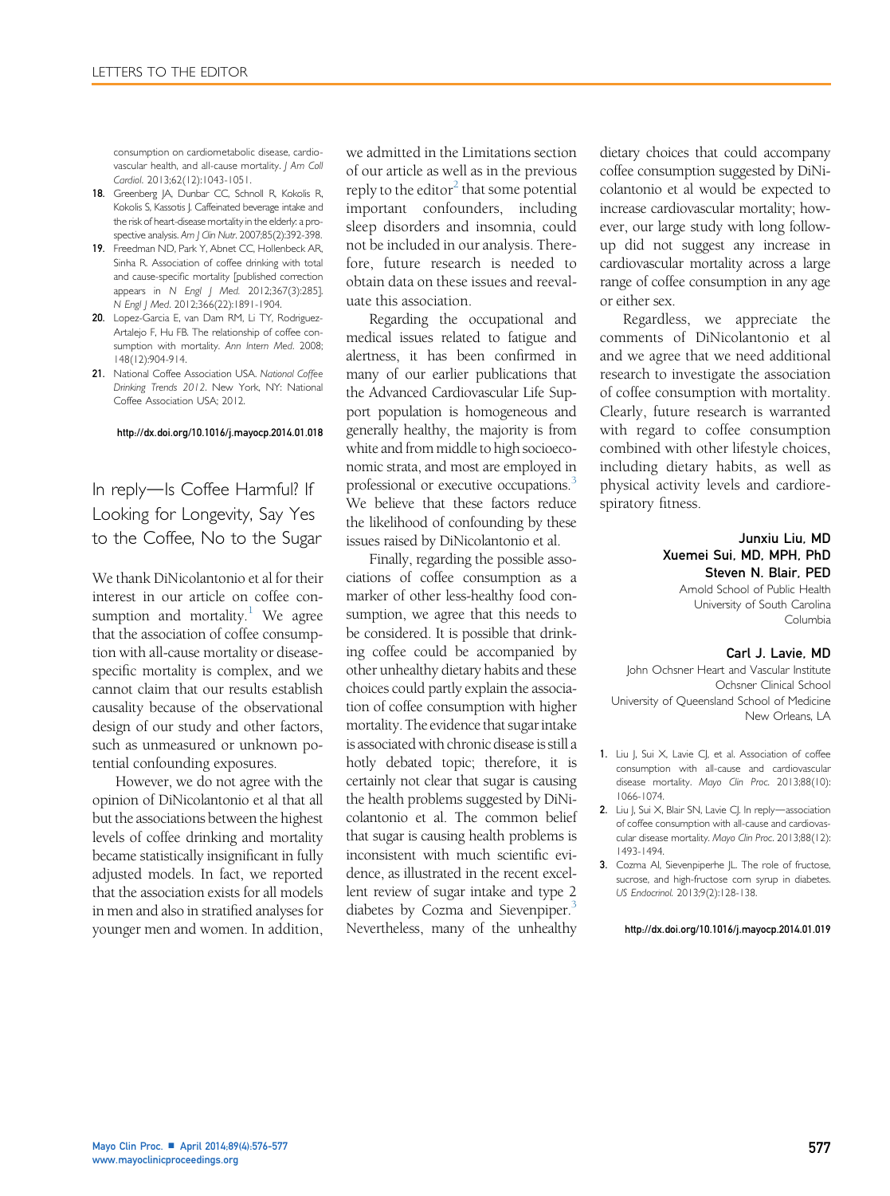consumption on cardiometabolic disease, cardiovascular health, and all-cause mortality. *J Am Coll Cardiol*. 2013;62(12):1043-1051.

18. Greenberg JA, Dunbar CC, Schnoll R, Kokolis R, Kokolis S, Kassotis J. Caffeinated beverage intake and the risk of heart-disease mortality in the elderly: a prospective analysis. *Am J Clin Nutr*. 2007;85(2):392-398.
19. Freedman ND, Park Y, Abnet CC, Hollenbeck AR, Sinha R. Association of coffee drinking with total and cause-specific mortality [published correction appears in *N Engl J Med*. 2012;367(3):285]. *N Engl J Med*. 2012;366(22):1891-1904.
20. Lopez-Garcia E, van Dam RM, Li TY, Rodriguez-Artalejo F, Hu FB. The relationship of coffee consumption with mortality. *Ann Intern Med*. 2008;148(12):904-914.
21. National Coffee Association USA. *National Coffee Drinking Trends 2012*. New York, NY: National Coffee Association USA; 2012.

http://dx.doi.org/10.1016/j.mayocp.2014.01.018

## In reply—Is Coffee Harmful? If Looking for Longevity, Say Yes to the Coffee, No to the Sugar

We thank DiNicolantonio et al for their interest in our article on coffee consumption and mortality.[1] We agree that the association of coffee consumption with all-cause mortality or disease-specific mortality is complex, and we cannot claim that our results establish causality because of the observational design of our study and other factors, such as unmeasured or unknown potential confounding exposures.

However, we do not agree with the opinion of DiNicolantonio et al that all but the associations between the highest levels of coffee drinking and mortality became statistically insignificant in fully adjusted models. In fact, we reported that the association exists for all models in men and also in stratified analyses for younger men and women. In addition, we admitted in the Limitations section of our article as well as in the previous reply to the editor[2] that some potential important confounders, including sleep disorders and insomnia, could not be included in our analysis. Therefore, future research is needed to obtain data on these issues and reevaluate this association.

Regarding the occupational and medical issues related to fatigue and alertness, it has been confirmed in many of our earlier publications that the Advanced Cardiovascular Life Support population is homogeneous and generally healthy, the majority is from white and from middle to high socioeconomic strata, and most are employed in professional or executive occupations.[3] We believe that these factors reduce the likelihood of confounding by these issues raised by DiNicolantonio et al.

Finally, regarding the possible associations of coffee consumption as a marker of other less-healthy food consumption, we agree that this needs to be considered. It is possible that drinking coffee could be accompanied by other unhealthy dietary habits and these choices could partly explain the association of coffee consumption with higher mortality. The evidence that sugar intake is associated with chronic disease is still a hotly debated topic; therefore, it is certainly not clear that sugar is causing the health problems suggested by DiNicolantonio et al. The common belief that sugar is causing health problems is inconsistent with much scientific evidence, as illustrated in the recent excellent review of sugar intake and type 2 diabetes by Cozma and Sievenpiper.[3] Nevertheless, many of the unhealthy dietary choices that could accompany coffee consumption suggested by DiNicolantonio et al would be expected to increase cardiovascular mortality; however, our large study with long follow-up did not suggest any increase in cardiovascular mortality across a large range of coffee consumption in any age or either sex.

Regardless, we appreciate the comments of DiNicolantonio et al and we agree that we need additional research to investigate the association of coffee consumption with mortality. Clearly, future research is warranted with regard to coffee consumption combined with other lifestyle choices, including dietary habits, as well as physical activity levels and cardiorespiratory fitness.

**Junxiu Liu, MD**
**Xuemei Sui, MD, MPH, PhD**
**Steven N. Blair, PED**
Arnold School of Public Health
University of South Carolina
Columbia

**Carl J. Lavie, MD**
John Ochsner Heart and Vascular Institute
Ochsner Clinical School
University of Queensland School of Medicine
New Orleans, LA

1. Liu J, Sui X, Lavie CJ, et al. Association of coffee consumption with all-cause and cardiovascular disease mortality. *Mayo Clin Proc*. 2013;88(10):1066-1074.
2. Liu J, Sui X, Blair SN, Lavie CJ. In reply—association of coffee consumption with all-cause and cardiovascular disease mortality. *Mayo Clin Proc*. 2013;88(12):1493-1494.
3. Cozma AI, Sievenpiperhe JL. The role of fructose, sucrose, and high-fructose corn syrup in diabetes. *US Endocrinol*. 2013;9(2):128-138.

http://dx.doi.org/10.1016/j.mayocp.2014.01.019